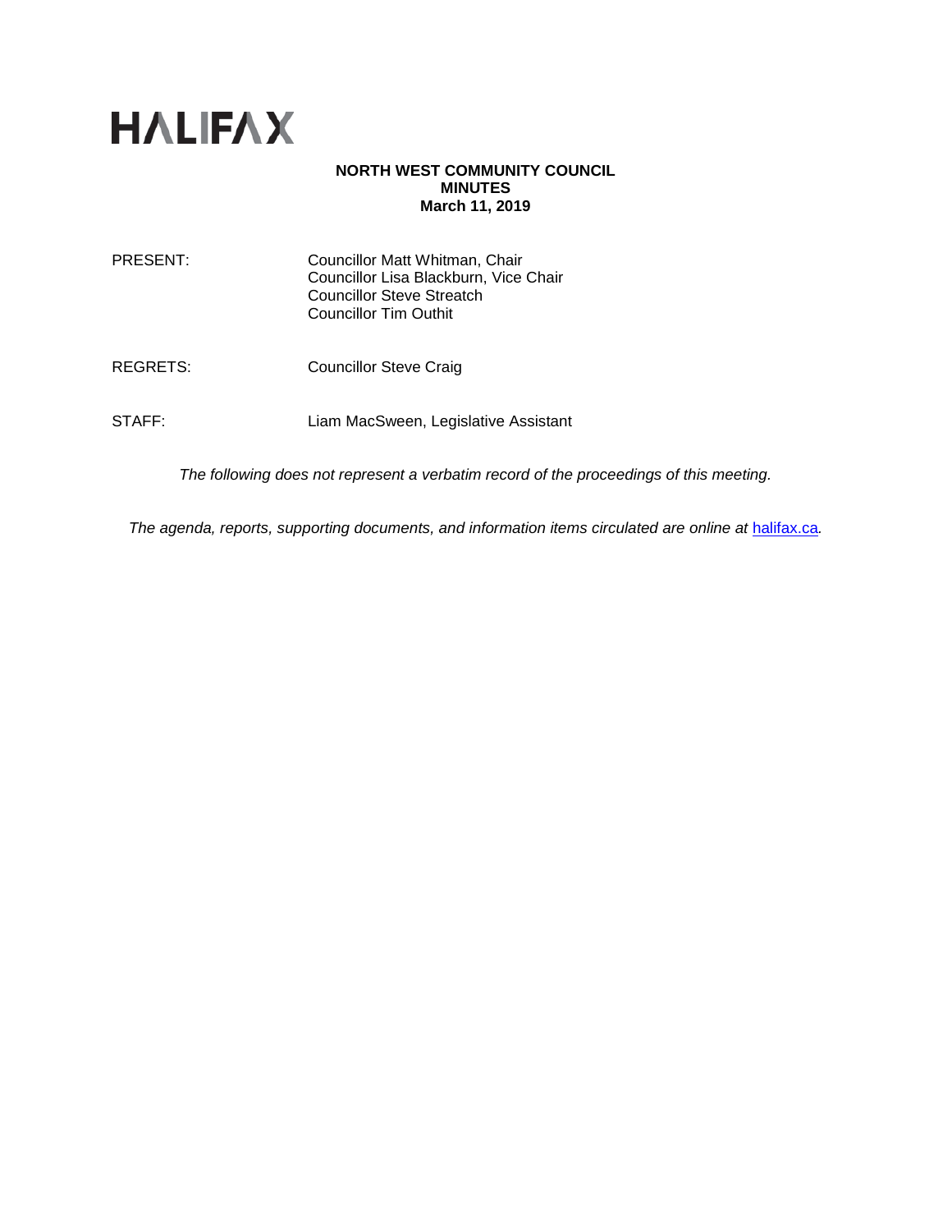HALIFAX

**NORTH WEST COMMUNITY COUNCIL**
**MINUTES**
**March 11, 2019**

PRESENT: Councillor Matt Whitman, Chair
Councillor Lisa Blackburn, Vice Chair
Councillor Steve Streatch
Councillor Tim Outhit

REGRETS: Councillor Steve Craig

STAFF: Liam MacSween, Legislative Assistant

*The following does not represent a verbatim record of the proceedings of this meeting.*

*The agenda, reports, supporting documents, and information items circulated are online at* [halifax.ca](halifax.ca)*.*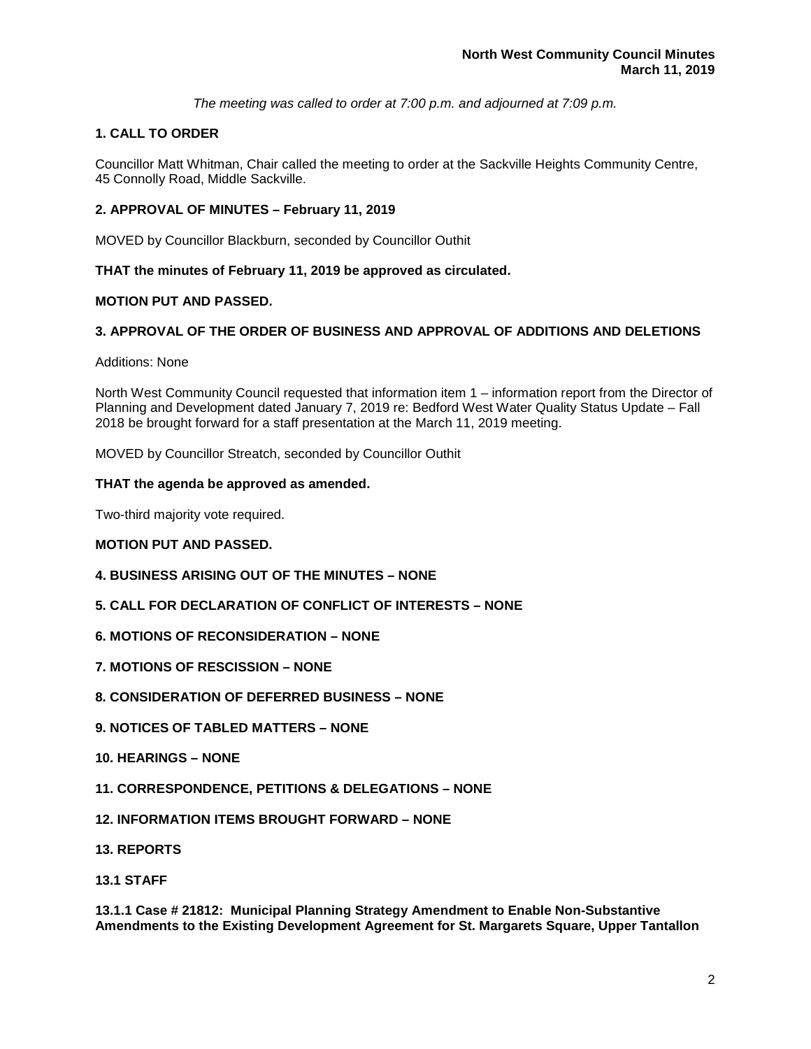*The meeting was called to order at 7:00 p.m. and adjourned at 7:09 p.m.*

## 1. CALL TO ORDER

Councillor Matt Whitman, Chair called the meeting to order at the Sackville Heights Community Centre, 45 Connolly Road, Middle Sackville.

## 2. APPROVAL OF MINUTES – February 11, 2019

MOVED by Councillor Blackburn, seconded by Councillor Outhit

**THAT the minutes of February 11, 2019 be approved as circulated.**

**MOTION PUT AND PASSED.**

## 3. APPROVAL OF THE ORDER OF BUSINESS AND APPROVAL OF ADDITIONS AND DELETIONS

Additions: None

North West Community Council requested that information item 1 – information report from the Director of Planning and Development dated January 7, 2019 re: Bedford West Water Quality Status Update – Fall 2018 be brought forward for a staff presentation at the March 11, 2019 meeting.

MOVED by Councillor Streatch, seconded by Councillor Outhit

**THAT the agenda be approved as amended.**

Two-third majority vote required.

**MOTION PUT AND PASSED.**

## 4. BUSINESS ARISING OUT OF THE MINUTES – NONE

## 5. CALL FOR DECLARATION OF CONFLICT OF INTERESTS – NONE

## 6. MOTIONS OF RECONSIDERATION – NONE

## 7. MOTIONS OF RESCISSION – NONE

## 8. CONSIDERATION OF DEFERRED BUSINESS – NONE

## 9. NOTICES OF TABLED MATTERS – NONE

## 10. HEARINGS – NONE

## 11. CORRESPONDENCE, PETITIONS & DELEGATIONS – NONE

## 12. INFORMATION ITEMS BROUGHT FORWARD – NONE

## 13. REPORTS

### 13.1 STAFF

#### 13.1.1 Case # 21812: Municipal Planning Strategy Amendment to Enable Non-Substantive Amendments to the Existing Development Agreement for St. Margarets Square, Upper Tantallon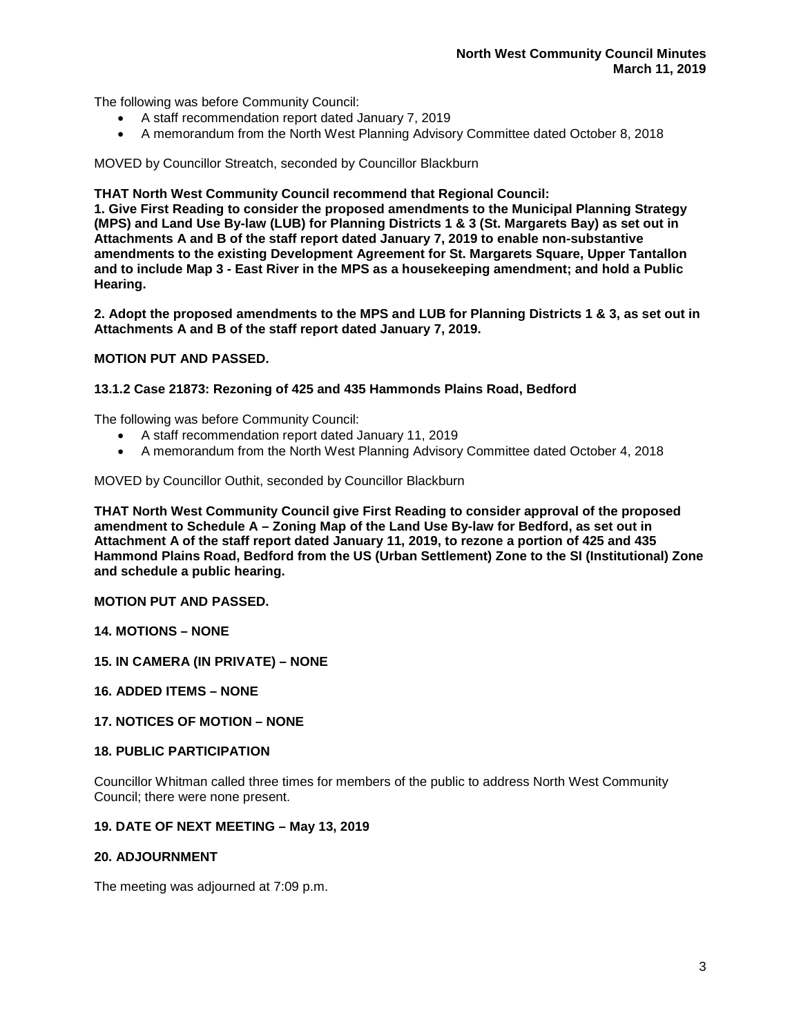The following was before Community Council:

- A staff recommendation report dated January 7, 2019
- A memorandum from the North West Planning Advisory Committee dated October 8, 2018

MOVED by Councillor Streatch, seconded by Councillor Blackburn

**THAT North West Community Council recommend that Regional Council:**
**1. Give First Reading to consider the proposed amendments to the Municipal Planning Strategy (MPS) and Land Use By-law (LUB) for Planning Districts 1 & 3 (St. Margarets Bay) as set out in Attachments A and B of the staff report dated January 7, 2019 to enable non-substantive amendments to the existing Development Agreement for St. Margarets Square, Upper Tantallon and to include Map 3 - East River in the MPS as a housekeeping amendment; and hold a Public Hearing.**

**2. Adopt the proposed amendments to the MPS and LUB for Planning Districts 1 & 3, as set out in Attachments A and B of the staff report dated January 7, 2019.**

**MOTION PUT AND PASSED.**

**13.1.2 Case 21873: Rezoning of 425 and 435 Hammonds Plains Road, Bedford**

The following was before Community Council:

- A staff recommendation report dated January 11, 2019
- A memorandum from the North West Planning Advisory Committee dated October 4, 2018

MOVED by Councillor Outhit, seconded by Councillor Blackburn

**THAT North West Community Council give First Reading to consider approval of the proposed amendment to Schedule A – Zoning Map of the Land Use By-law for Bedford, as set out in Attachment A of the staff report dated January 11, 2019, to rezone a portion of 425 and 435 Hammond Plains Road, Bedford from the US (Urban Settlement) Zone to the SI (Institutional) Zone and schedule a public hearing.**

**MOTION PUT AND PASSED.**

**14. MOTIONS – NONE**

**15. IN CAMERA (IN PRIVATE) – NONE**

**16. ADDED ITEMS – NONE**

**17. NOTICES OF MOTION – NONE**

**18. PUBLIC PARTICIPATION**

Councillor Whitman called three times for members of the public to address North West Community Council; there were none present.

**19. DATE OF NEXT MEETING – May 13, 2019**

**20. ADJOURNMENT**

The meeting was adjourned at 7:09 p.m.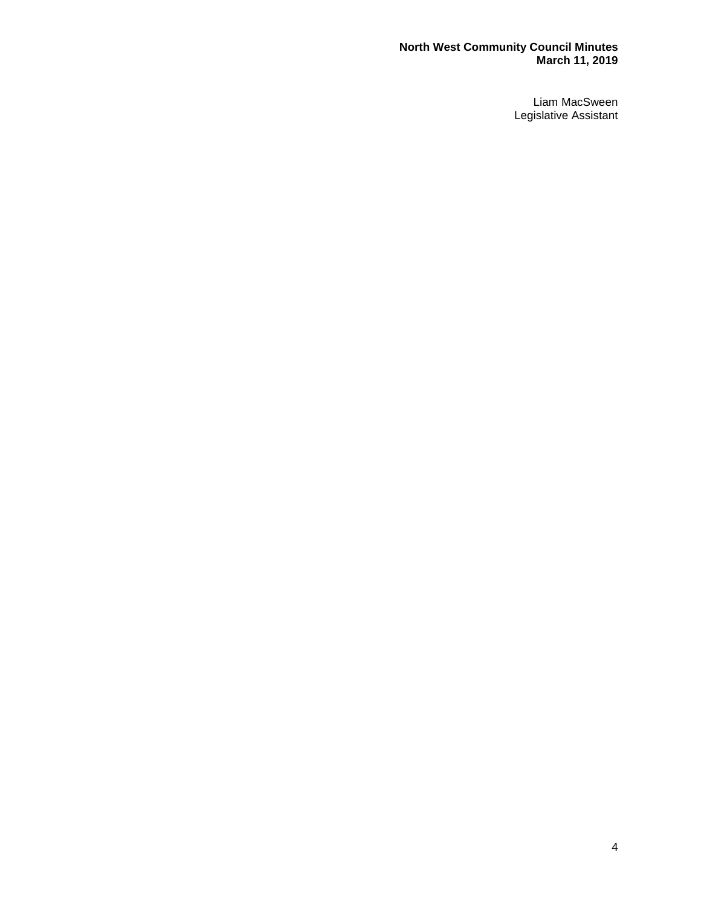Liam MacSween
Legislative Assistant